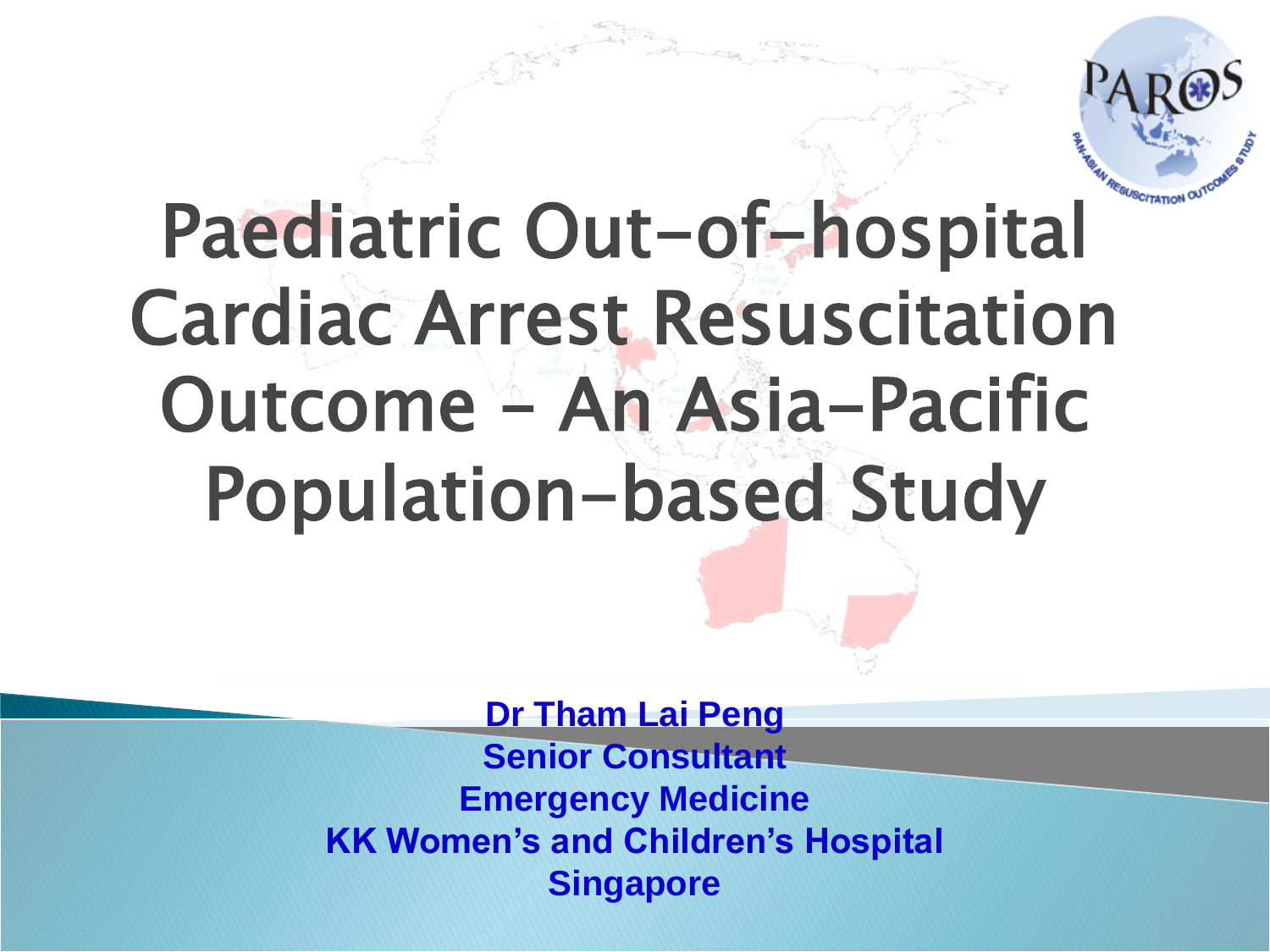# Paediatric Out-of-hospital Cardiac Arrest Resuscitation Outcome – An Asia-Pacific Population-based Study

**Dr Tham Lai Peng**
**Senior Consultant**
**Emergency Medicine**
**KK Women's and Children's Hospital**
**Singapore**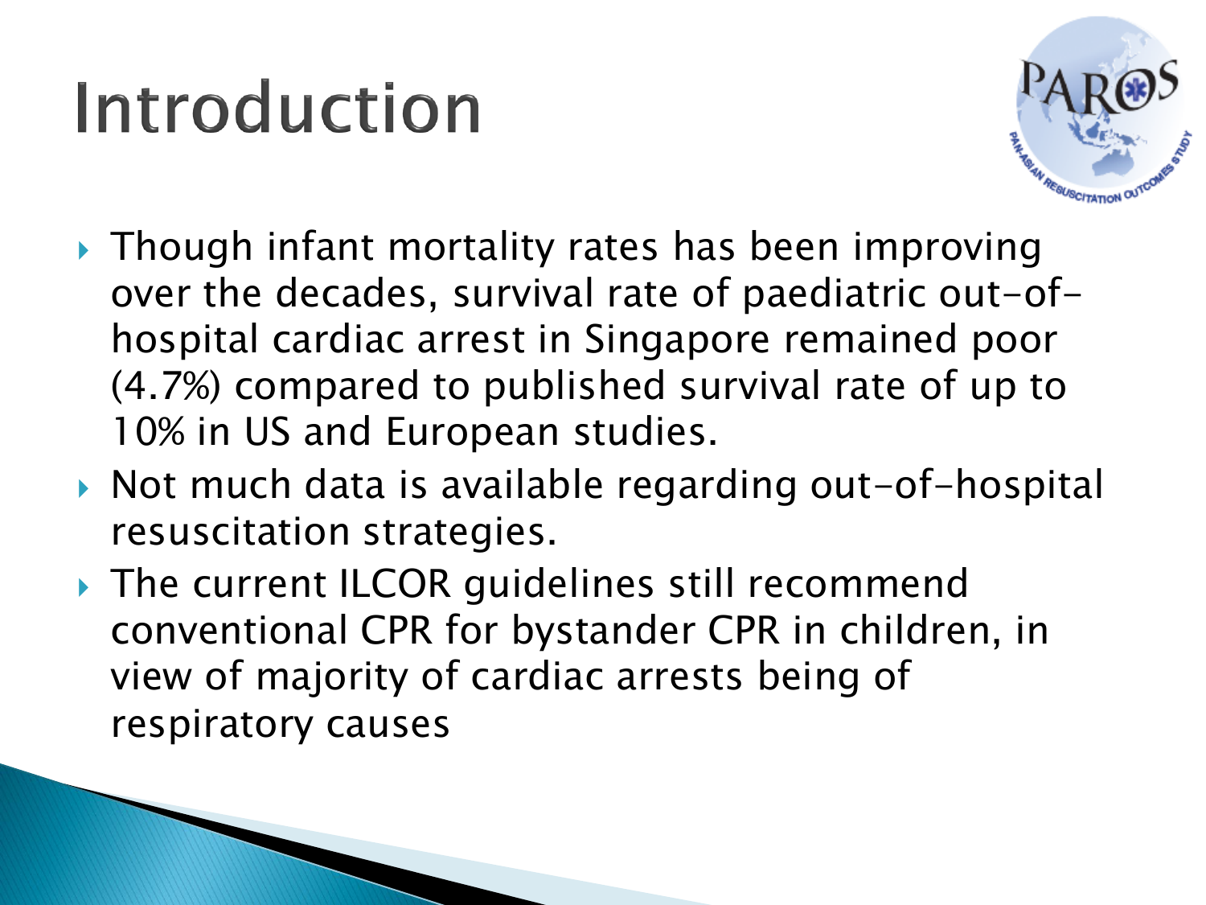# Introduction

- Though infant mortality rates has been improving over the decades, survival rate of paediatric out-of-hospital cardiac arrest in Singapore remained poor (4.7%) compared to published survival rate of up to 10% in US and European studies.
- Not much data is available regarding out-of-hospital resuscitation strategies.
- The current ILCOR guidelines still recommend conventional CPR for bystander CPR in children, in view of majority of cardiac arrests being of respiratory causes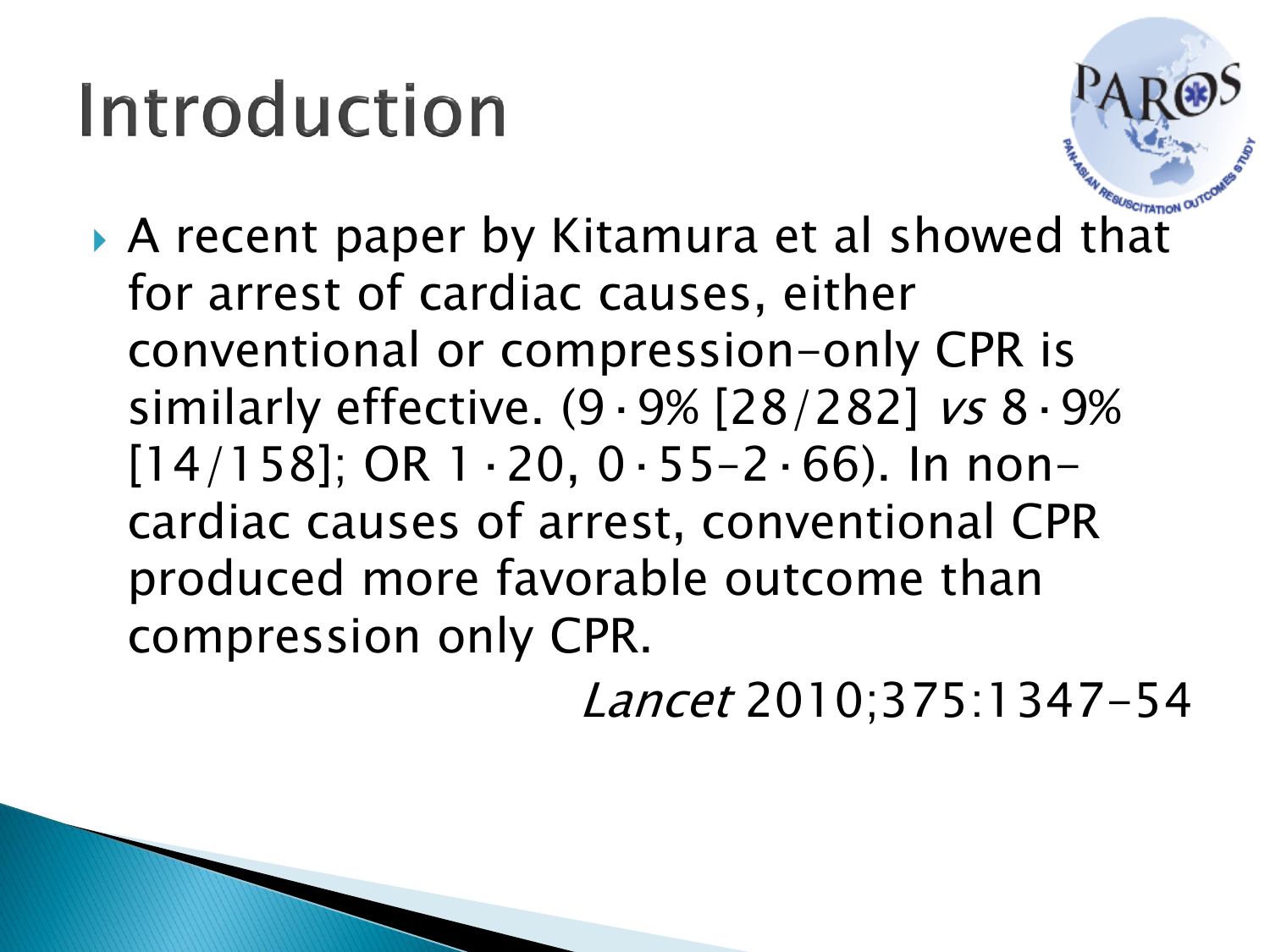# Introduction

- A recent paper by Kitamura et al showed that for arrest of cardiac causes, either conventional or compression-only CPR is similarly effective. (9·9% [28/282] *vs* 8·9% [14/158]; OR 1·20, 0·55–2·66). In non-cardiac causes of arrest, conventional CPR produced more favorable outcome than compression only CPR.

*Lancet* 2010;375:1347-54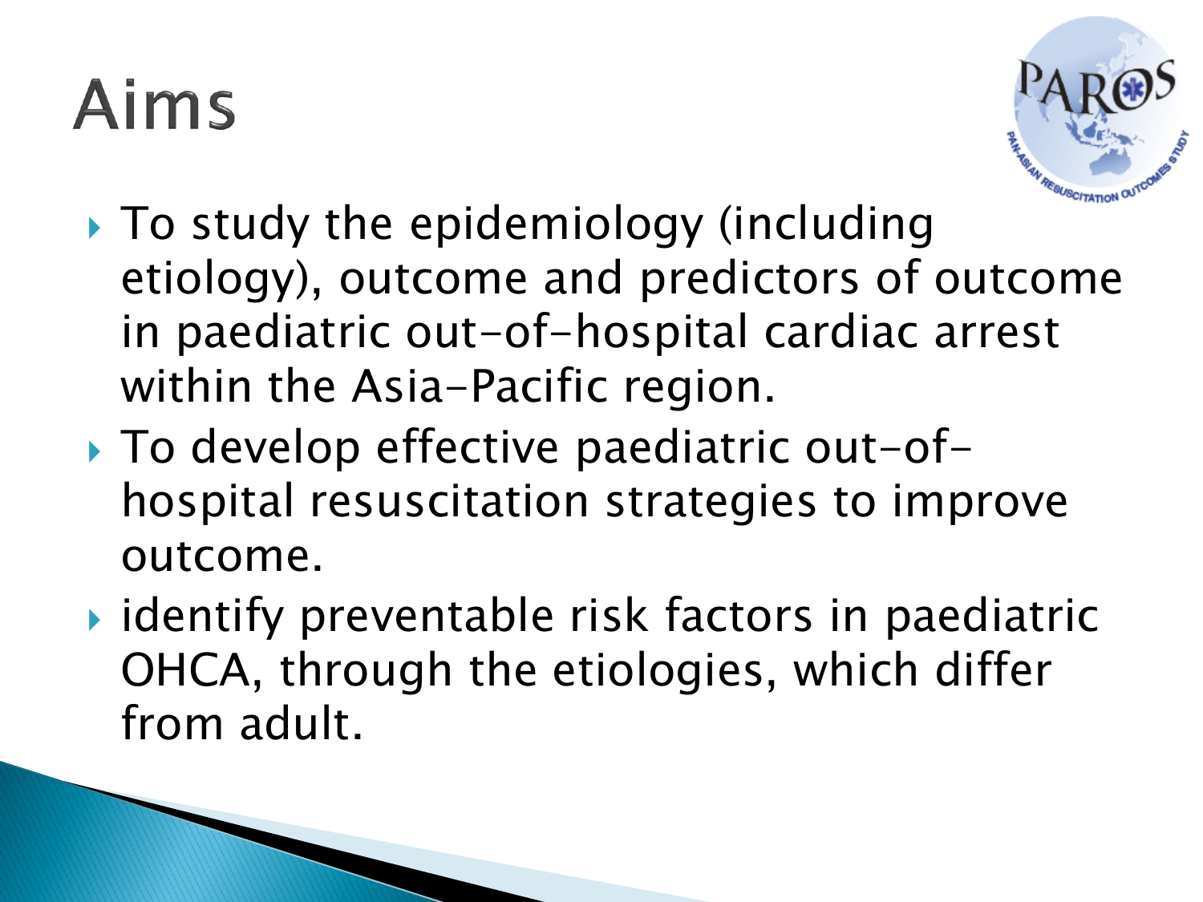# Aims

- To study the epidemiology (including etiology), outcome and predictors of outcome in paediatric out-of-hospital cardiac arrest within the Asia-Pacific region.
- To develop effective paediatric out-of-hospital resuscitation strategies to improve outcome.
- identify preventable risk factors in paediatric OHCA, through the etiologies, which differ from adult.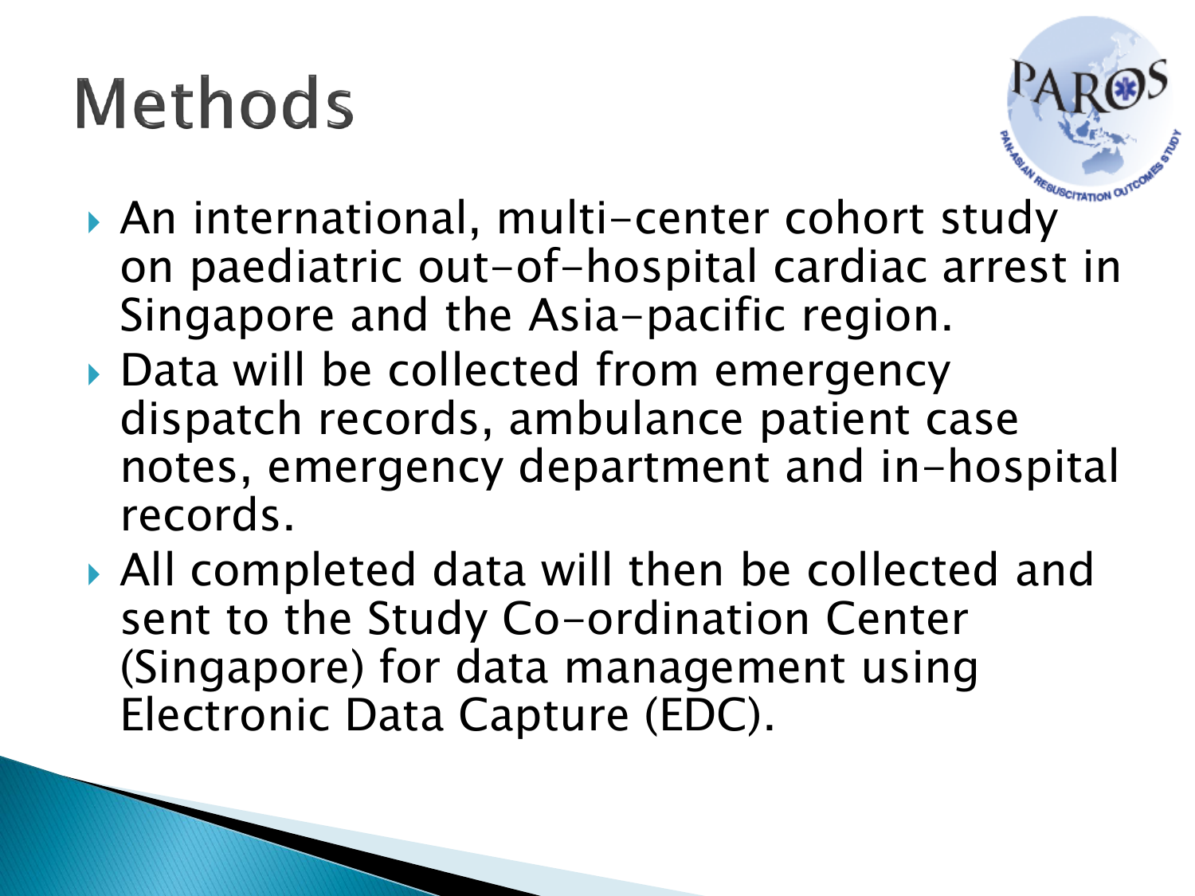# Methods

- An international, multi-center cohort study on paediatric out-of-hospital cardiac arrest in Singapore and the Asia-pacific region.
- Data will be collected from emergency dispatch records, ambulance patient case notes, emergency department and in-hospital records.
- All completed data will then be collected and sent to the Study Co-ordination Center (Singapore) for data management using Electronic Data Capture (EDC).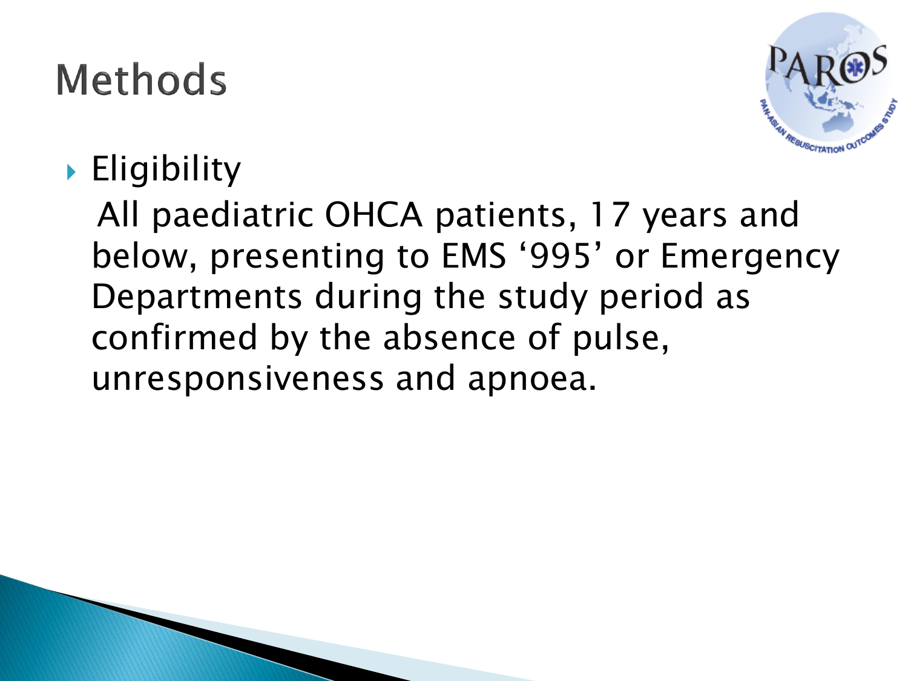# Methods

- Eligibility

  All paediatric OHCA patients, 17 years and below, presenting to EMS ‘995’ or Emergency Departments during the study period as confirmed by the absence of pulse, unresponsiveness and apnoea.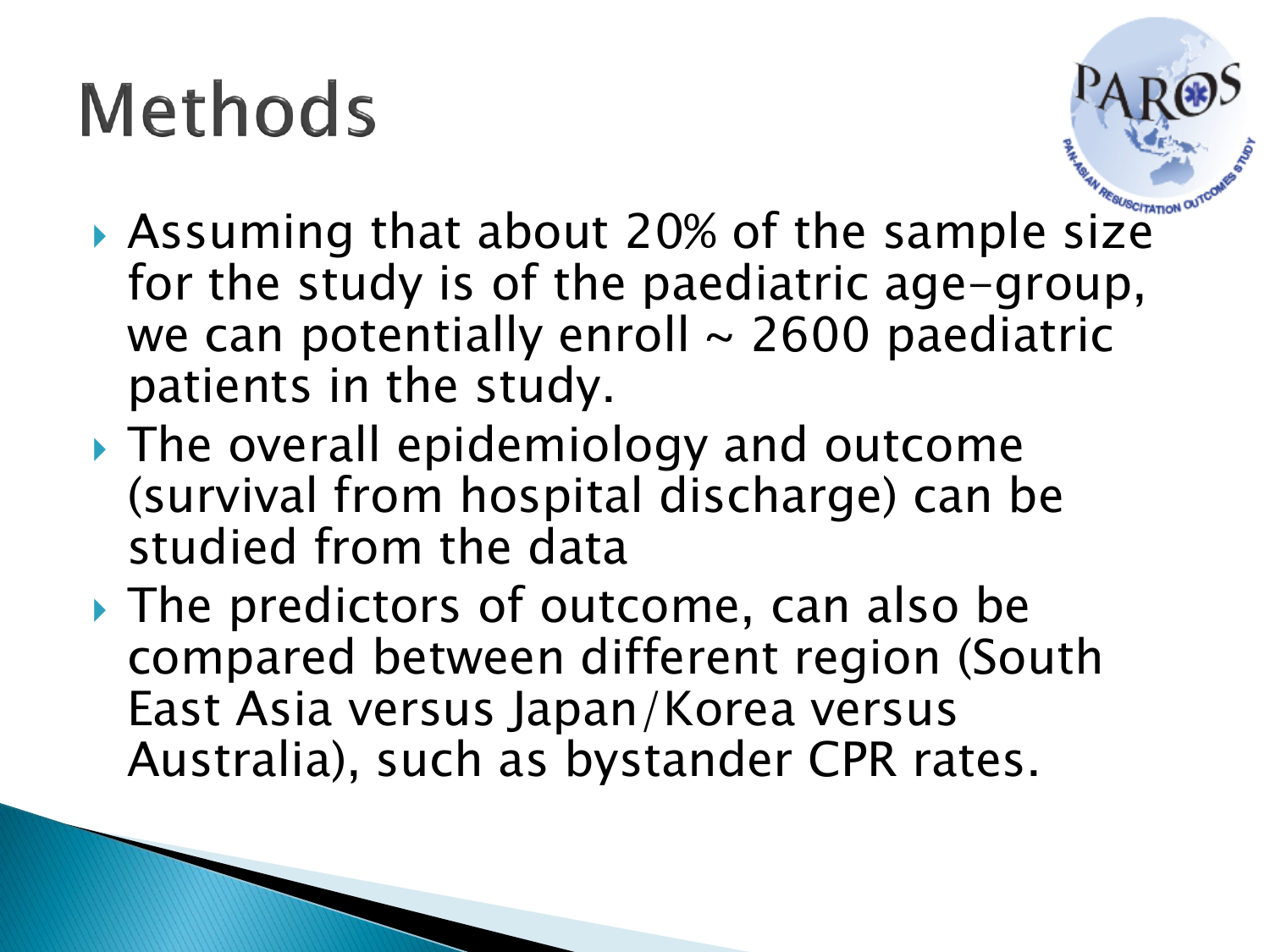# Methods

- Assuming that about 20% of the sample size for the study is of the paediatric age-group, we can potentially enroll ~ 2600 paediatric patients in the study.
- The overall epidemiology and outcome (survival from hospital discharge) can be studied from the data
- The predictors of outcome, can also be compared between different region (South East Asia versus Japan/Korea versus Australia), such as bystander CPR rates.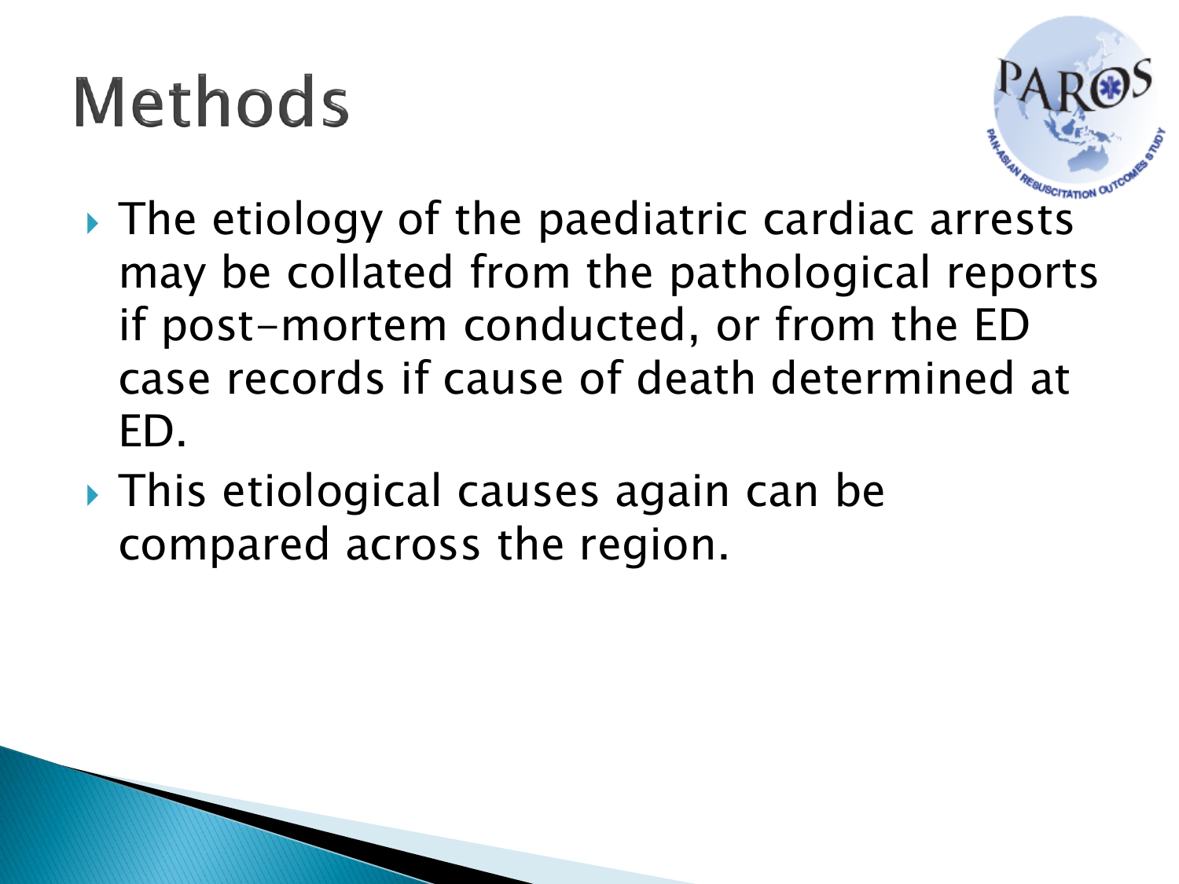# Methods

- The etiology of the paediatric cardiac arrests may be collated from the pathological reports if post-mortem conducted, or from the ED case records if cause of death determined at ED.
- This etiological causes again can be compared across the region.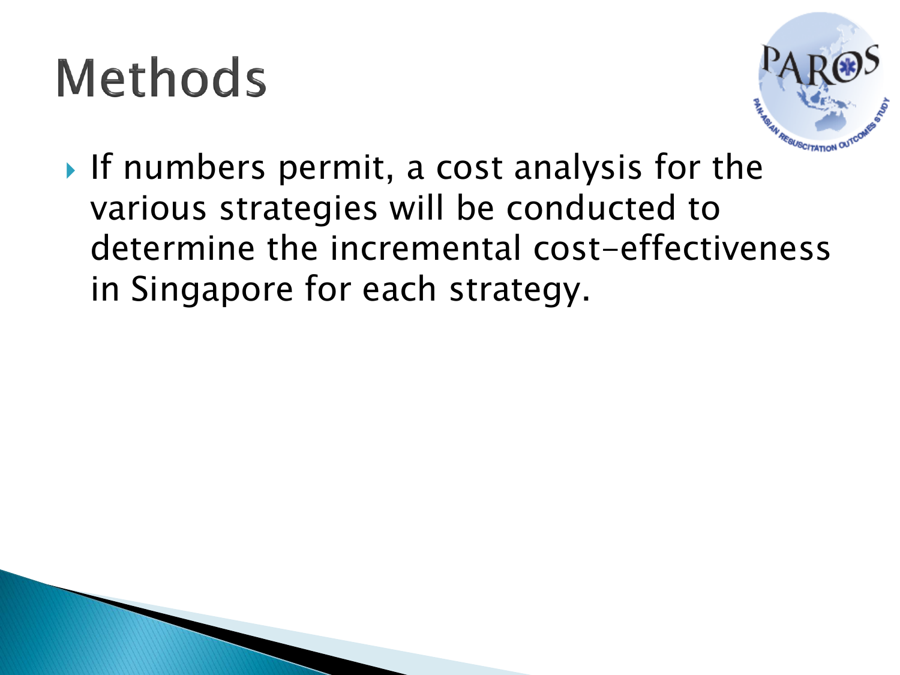# Methods

- If numbers permit, a cost analysis for the various strategies will be conducted to determine the incremental cost-effectiveness in Singapore for each strategy.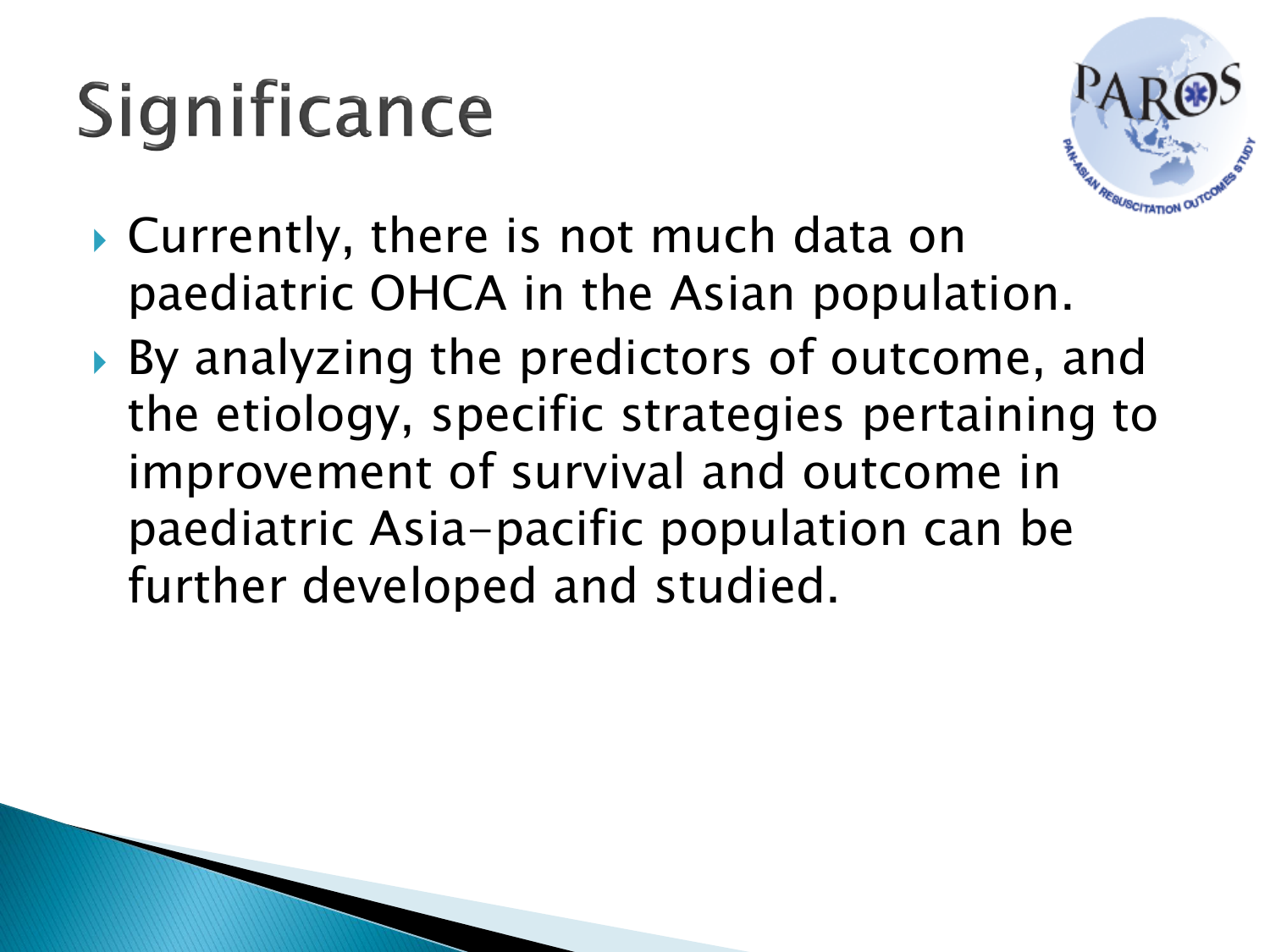# Significance

- Currently, there is not much data on paediatric OHCA in the Asian population.
- By analyzing the predictors of outcome, and the etiology, specific strategies pertaining to improvement of survival and outcome in paediatric Asia-pacific population can be further developed and studied.